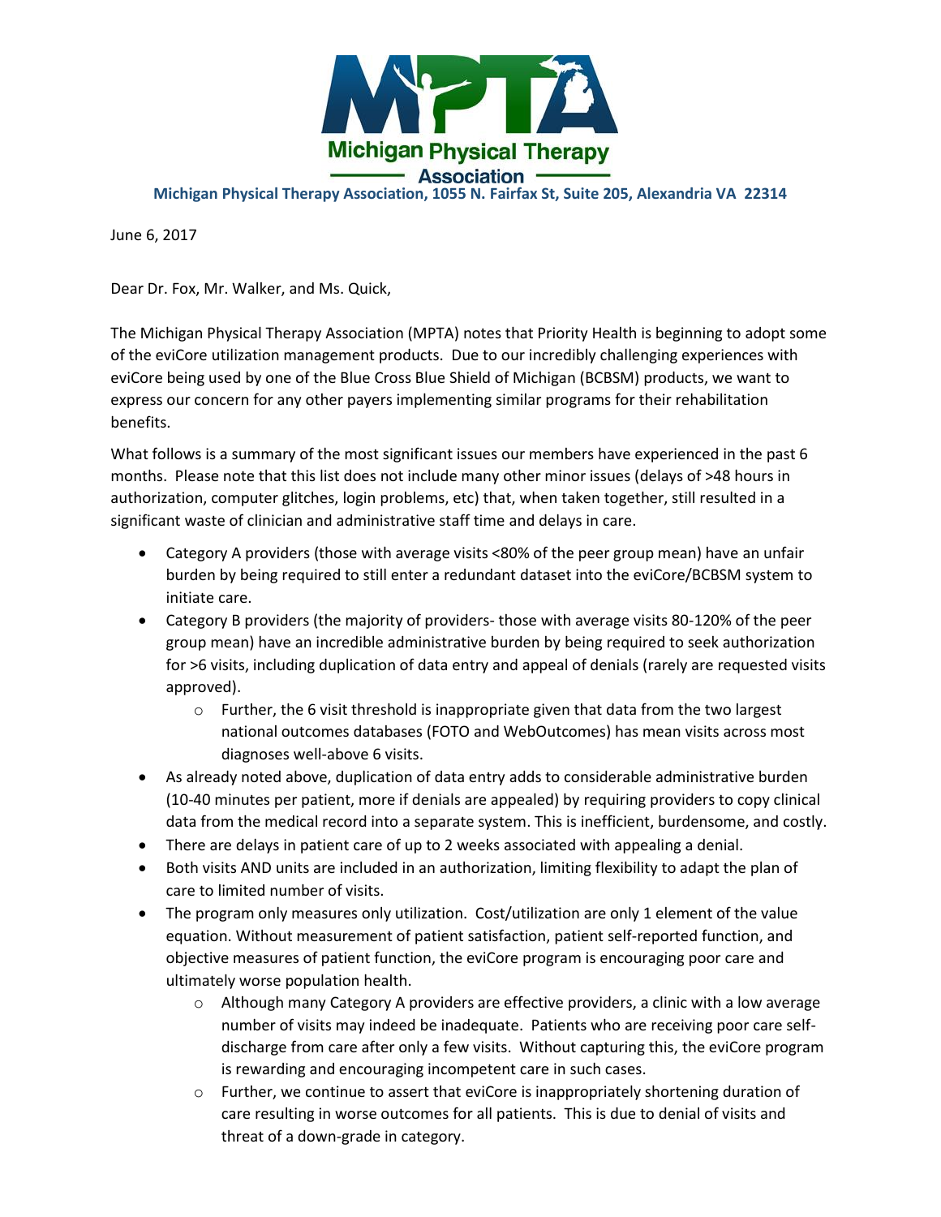# Michigan Physical Therapy Association

**Michigan Physical Therapy Association, 1055 N. Fairfax St, Suite 205, Alexandria VA 22314**

June 6, 2017

Dear Dr. Fox, Mr. Walker, and Ms. Quick,

The Michigan Physical Therapy Association (MPTA) notes that Priority Health is beginning to adopt some of the eviCore utilization management products. Due to our incredibly challenging experiences with eviCore being used by one of the Blue Cross Blue Shield of Michigan (BCBSM) products, we want to express our concern for any other payers implementing similar programs for their rehabilitation benefits.

What follows is a summary of the most significant issues our members have experienced in the past 6 months. Please note that this list does not include many other minor issues (delays of >48 hours in authorization, computer glitches, login problems, etc) that, when taken together, still resulted in a significant waste of clinician and administrative staff time and delays in care.

- Category A providers (those with average visits <80% of the peer group mean) have an unfair burden by being required to still enter a redundant dataset into the eviCore/BCBSM system to initiate care.
- Category B providers (the majority of providers- those with average visits 80-120% of the peer group mean) have an incredible administrative burden by being required to seek authorization for >6 visits, including duplication of data entry and appeal of denials (rarely are requested visits approved).
  - Further, the 6 visit threshold is inappropriate given that data from the two largest national outcomes databases (FOTO and WebOutcomes) has mean visits across most diagnoses well-above 6 visits.
- As already noted above, duplication of data entry adds to considerable administrative burden (10-40 minutes per patient, more if denials are appealed) by requiring providers to copy clinical data from the medical record into a separate system. This is inefficient, burdensome, and costly.
- There are delays in patient care of up to 2 weeks associated with appealing a denial.
- Both visits AND units are included in an authorization, limiting flexibility to adapt the plan of care to limited number of visits.
- The program only measures only utilization. Cost/utilization are only 1 element of the value equation. Without measurement of patient satisfaction, patient self-reported function, and objective measures of patient function, the eviCore program is encouraging poor care and ultimately worse population health.
  - Although many Category A providers are effective providers, a clinic with a low average number of visits may indeed be inadequate. Patients who are receiving poor care self-discharge from care after only a few visits. Without capturing this, the eviCore program is rewarding and encouraging incompetent care in such cases.
  - Further, we continue to assert that eviCore is inappropriately shortening duration of care resulting in worse outcomes for all patients. This is due to denial of visits and threat of a down-grade in category.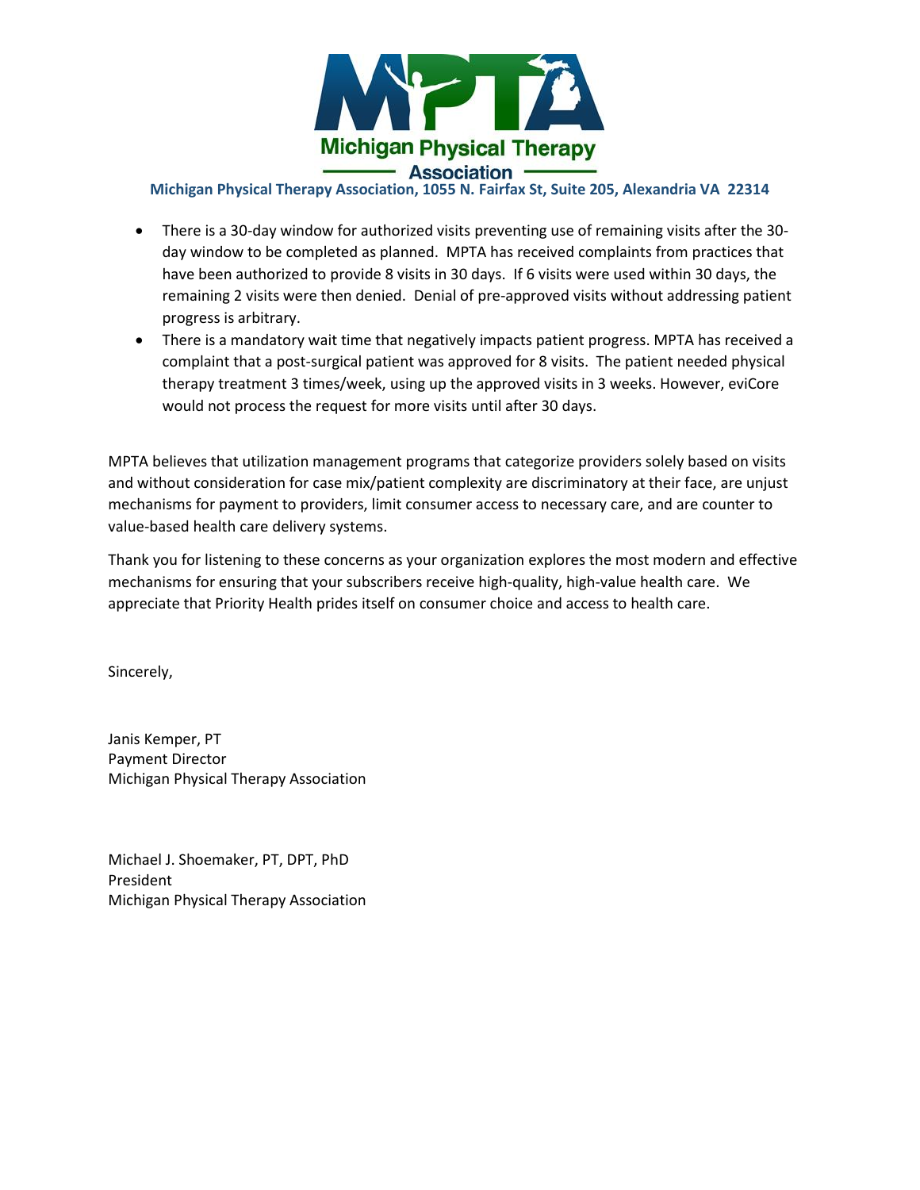Michigan Physical Therapy Association

**Michigan Physical Therapy Association, 1055 N. Fairfax St, Suite 205, Alexandria VA 22314**

- There is a 30-day window for authorized visits preventing use of remaining visits after the 30-day window to be completed as planned. MPTA has received complaints from practices that have been authorized to provide 8 visits in 30 days. If 6 visits were used within 30 days, the remaining 2 visits were then denied. Denial of pre-approved visits without addressing patient progress is arbitrary.
- There is a mandatory wait time that negatively impacts patient progress. MPTA has received a complaint that a post-surgical patient was approved for 8 visits. The patient needed physical therapy treatment 3 times/week, using up the approved visits in 3 weeks. However, eviCore would not process the request for more visits until after 30 days.

MPTA believes that utilization management programs that categorize providers solely based on visits and without consideration for case mix/patient complexity are discriminatory at their face, are unjust mechanisms for payment to providers, limit consumer access to necessary care, and are counter to value-based health care delivery systems.

Thank you for listening to these concerns as your organization explores the most modern and effective mechanisms for ensuring that your subscribers receive high-quality, high-value health care. We appreciate that Priority Health prides itself on consumer choice and access to health care.

Sincerely,

Janis Kemper, PT
Payment Director
Michigan Physical Therapy Association

Michael J. Shoemaker, PT, DPT, PhD
President
Michigan Physical Therapy Association